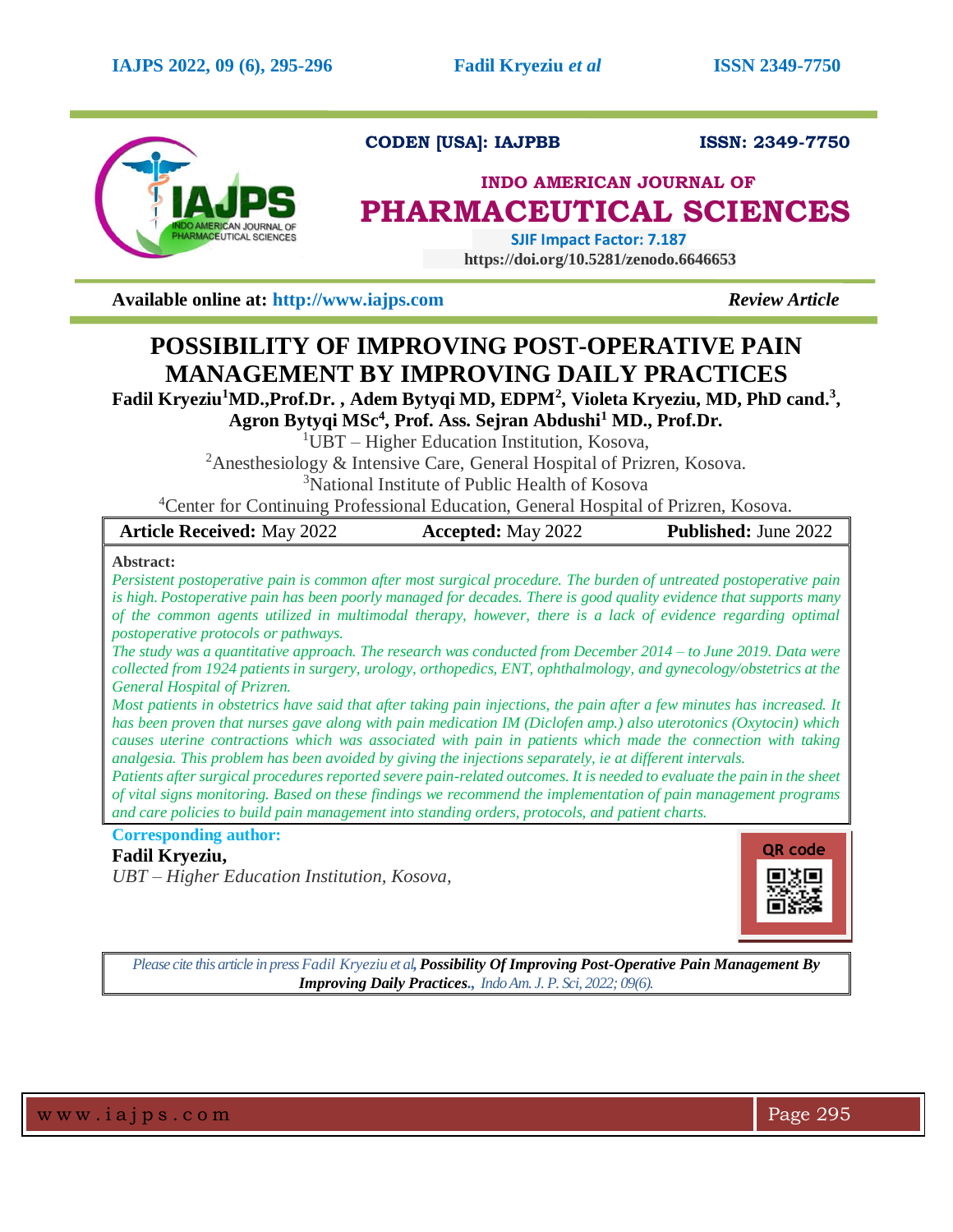CODEN [USA]: IAJPBB ISSN: 2349-7750

INDO AMERICAN JOURNAL OF

# PHARMACEUTICAL SCIENCES

SJIF Impact Factor: 7.187

https://doi.org/10.5281/zenodo.6646653

**Available online at: http://www.iajps.com** *Review Article*

# POSSIBILITY OF IMPROVING POST-OPERATIVE PAIN MANAGEMENT BY IMPROVING DAILY PRACTICES

**Fadil Kryeziu[1]MD.,Prof.Dr. , Adem Bytyqi MD, EDPM[2], Violeta Kryeziu, MD, PhD cand.[3], Agron Bytyqi MSc[4], Prof. Ass. Sejran Abdushi[1] MD., Prof.Dr.**

[1]UBT – Higher Education Institution, Kosova,

[2]Anesthesiology & Intensive Care, General Hospital of Prizren, Kosova.

[3]National Institute of Public Health of Kosova

[4]Center for Continuing Professional Education, General Hospital of Prizren, Kosova.

| **Article Received:** May 2022 | **Accepted:** May 2022 | **Published:** June 2022 |
|---|---|---|

**Abstract:**

*Persistent postoperative pain is common after most surgical procedure. The burden of untreated postoperative pain is high. Postoperative pain has been poorly managed for decades. There is good quality evidence that supports many of the common agents utilized in multimodal therapy, however, there is a lack of evidence regarding optimal postoperative protocols or pathways.*

*The study was a quantitative approach. The research was conducted from December 2014 – to June 2019. Data were collected from 1924 patients in surgery, urology, orthopedics, ENT, ophthalmology, and gynecology/obstetrics at the General Hospital of Prizren.*

*Most patients in obstetrics have said that after taking pain injections, the pain after a few minutes has increased. It has been proven that nurses gave along with pain medication IM (Diclofen amp.) also uterotonics (Oxytocin) which causes uterine contractions which was associated with pain in patients which made the connection with taking analgesia. This problem has been avoided by giving the injections separately, ie at different intervals.*

*Patients after surgical procedures reported severe pain-related outcomes. It is needed to evaluate the pain in the sheet of vital signs monitoring. Based on these findings we recommend the implementation of pain management programs and care policies to build pain management into standing orders, protocols, and patient charts.*

**Corresponding author:**

**Fadil Kryeziu,**

*UBT – Higher Education Institution, Kosova,*

QR code

*Please cite this article in press Fadil Kryeziu et al, **Possibility Of Improving Post-Operative Pain Management By Improving Daily Practices**., Indo Am. J. P. Sci, 2022; 09(6).*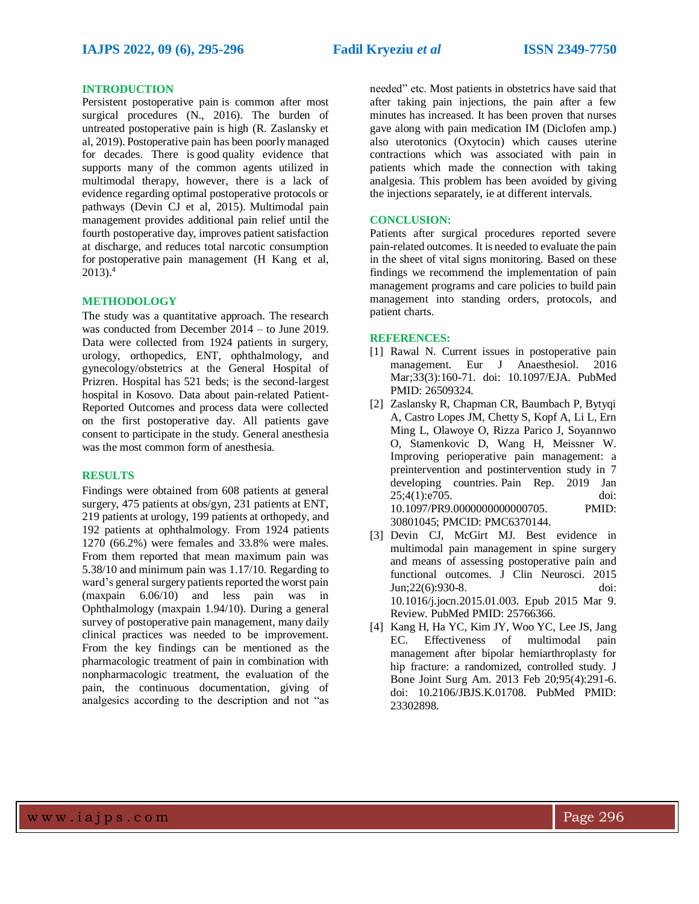## INTRODUCTION

Persistent postoperative pain is common after most surgical procedures (N., 2016). The burden of untreated postoperative pain is high (R. Zaslansky et al, 2019). Postoperative pain has been poorly managed for decades. There is good quality evidence that supports many of the common agents utilized in multimodal therapy, however, there is a lack of evidence regarding optimal postoperative protocols or pathways (Devin CJ et al, 2015). Multimodal pain management provides additional pain relief until the fourth postoperative day, improves patient satisfaction at discharge, and reduces total narcotic consumption for postoperative pain management (H Kang et al, 2013).[4]

## METHODOLOGY

The study was a quantitative approach. The research was conducted from December 2014 – to June 2019. Data were collected from 1924 patients in surgery, urology, orthopedics, ENT, ophthalmology, and gynecology/obstetrics at the General Hospital of Prizren. Hospital has 521 beds; is the second-largest hospital in Kosovo. Data about pain-related Patient-Reported Outcomes and process data were collected on the first postoperative day. All patients gave consent to participate in the study. General anesthesia was the most common form of anesthesia.

## RESULTS

Findings were obtained from 608 patients at general surgery, 475 patients at obs/gyn, 231 patients at ENT, 219 patients at urology, 199 patients at orthopedy, and 192 patients at ophthalmology. From 1924 patients 1270 (66.2%) were females and 33.8% were males. From them reported that mean maximum pain was 5.38/10 and minimum pain was 1.17/10. Regarding to ward's general surgery patients reported the worst pain (maxpain 6.06/10) and less pain was in Ophthalmology (maxpain 1.94/10). During a general survey of postoperative pain management, many daily clinical practices was needed to be improvement. From the key findings can be mentioned as the pharmacologic treatment of pain in combination with nonpharmacologic treatment, the evaluation of the pain, the continuous documentation, giving of analgesics according to the description and not "as needed" etc. Most patients in obstetrics have said that after taking pain injections, the pain after a few minutes has increased. It has been proven that nurses gave along with pain medication IM (Diclofen amp.) also uterotonics (Oxytocin) which causes uterine contractions which was associated with pain in patients which made the connection with taking analgesia. This problem has been avoided by giving the injections separately, ie at different intervals.

## CONCLUSION:

Patients after surgical procedures reported severe pain-related outcomes. It is needed to evaluate the pain in the sheet of vital signs monitoring. Based on these findings we recommend the implementation of pain management programs and care policies to build pain management into standing orders, protocols, and patient charts.

## REFERENCES:

[1] Rawal N. Current issues in postoperative pain management. Eur J Anaesthesiol. 2016 Mar;33(3):160-71. doi: 10.1097/EJA. PubMed PMID: 26509324.

[2] Zaslansky R, Chapman CR, Baumbach P, Bytyqi A, Castro Lopes JM, Chetty S, Kopf A, Li L, Ern Ming L, Olawoye O, Rizza Parico J, Soyannwo O, Stamenkovic D, Wang H, Meissner W. Improving perioperative pain management: a preintervention and postintervention study in 7 developing countries. Pain Rep. 2019 Jan 25;4(1):e705. doi: 10.1097/PR9.0000000000000705. PMID: 30801045; PMCID: PMC6370144.

[3] Devin CJ, McGirt MJ. Best evidence in multimodal pain management in spine surgery and means of assessing postoperative pain and functional outcomes. J Clin Neurosci. 2015 Jun;22(6):930-8. doi: 10.1016/j.jocn.2015.01.003. Epub 2015 Mar 9. Review. PubMed PMID: 25766366.

[4] Kang H, Ha YC, Kim JY, Woo YC, Lee JS, Jang EC. Effectiveness of multimodal pain management after bipolar hemiarthroplasty for hip fracture: a randomized, controlled study. J Bone Joint Surg Am. 2013 Feb 20;95(4):291-6. doi: 10.2106/JBJS.K.01708. PubMed PMID: 23302898.